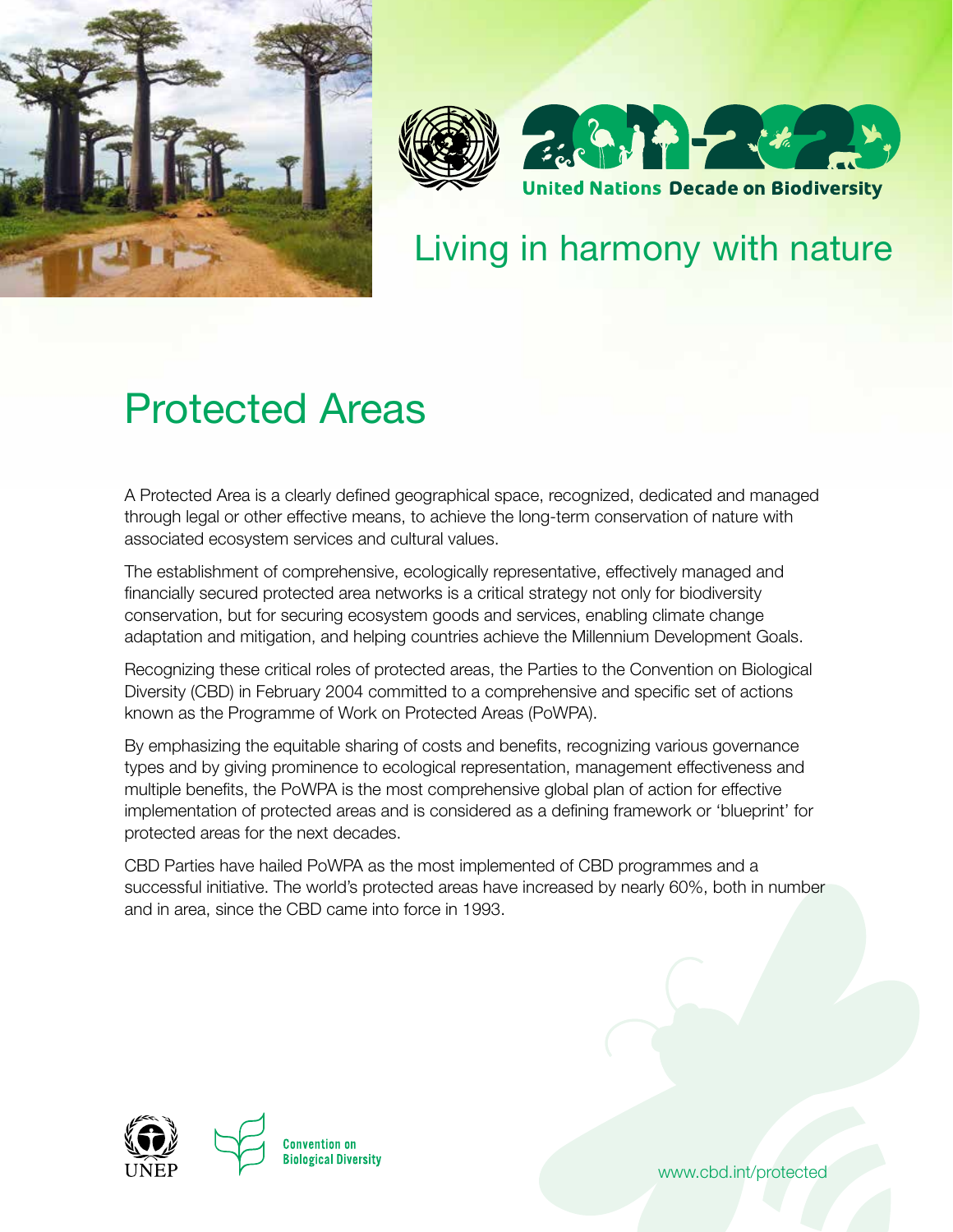United Nations Decade on Biodiversity

Living in harmony with nature

# Protected Areas

A Protected Area is a clearly defined geographical space, recognized, dedicated and managed through legal or other effective means, to achieve the long-term conservation of nature with associated ecosystem services and cultural values.

The establishment of comprehensive, ecologically representative, effectively managed and financially secured protected area networks is a critical strategy not only for biodiversity conservation, but for securing ecosystem goods and services, enabling climate change adaptation and mitigation, and helping countries achieve the Millennium Development Goals.

Recognizing these critical roles of protected areas, the Parties to the Convention on Biological Diversity (CBD) in February 2004 committed to a comprehensive and specific set of actions known as the Programme of Work on Protected Areas (PoWPA).

By emphasizing the equitable sharing of costs and benefits, recognizing various governance types and by giving prominence to ecological representation, management effectiveness and multiple benefits, the PoWPA is the most comprehensive global plan of action for effective implementation of protected areas and is considered as a defining framework or 'blueprint' for protected areas for the next decades.

CBD Parties have hailed PoWPA as the most implemented of CBD programmes and a successful initiative. The world's protected areas have increased by nearly 60%, both in number and in area, since the CBD came into force in 1993.

UNEP

Convention on Biological Diversity

www.cbd.int/protected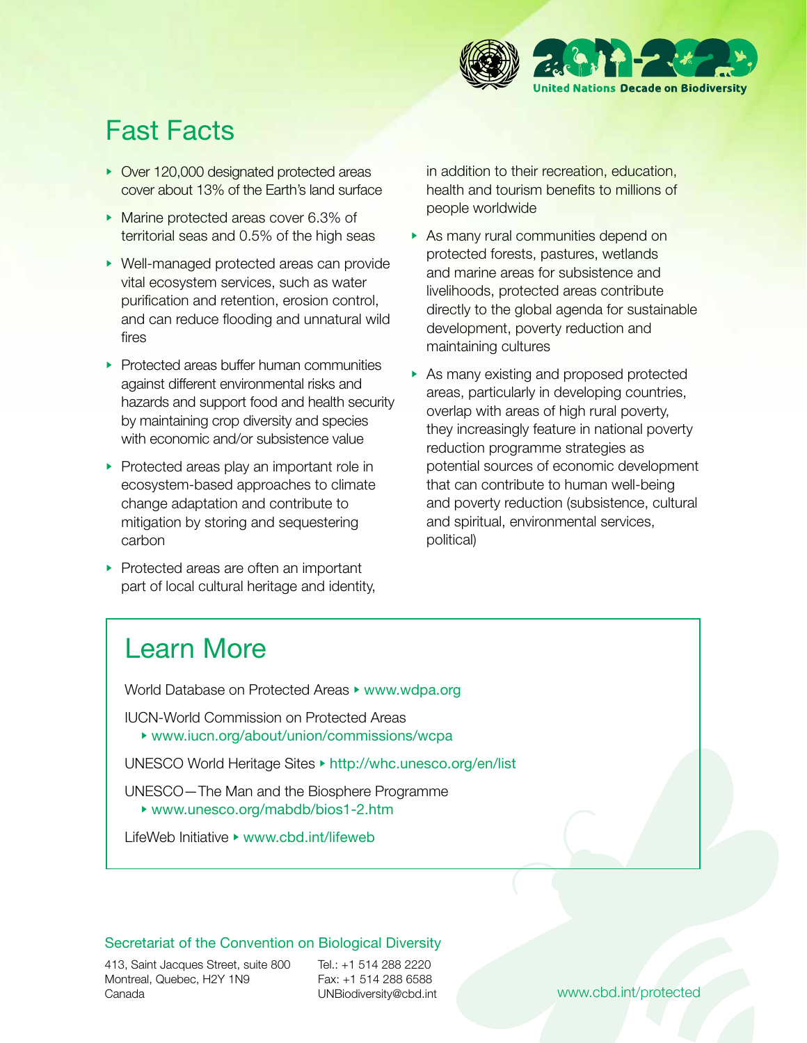# Fast Facts

- Over 120,000 designated protected areas cover about 13% of the Earth's land surface
- Marine protected areas cover 6.3% of territorial seas and 0.5% of the high seas
- Well-managed protected areas can provide vital ecosystem services, such as water purification and retention, erosion control, and can reduce flooding and unnatural wild fires
- Protected areas buffer human communities against different environmental risks and hazards and support food and health security by maintaining crop diversity and species with economic and/or subsistence value
- Protected areas play an important role in ecosystem-based approaches to climate change adaptation and contribute to mitigation by storing and sequestering carbon
- Protected areas are often an important part of local cultural heritage and identity, in addition to their recreation, education, health and tourism benefits to millions of people worldwide
- As many rural communities depend on protected forests, pastures, wetlands and marine areas for subsistence and livelihoods, protected areas contribute directly to the global agenda for sustainable development, poverty reduction and maintaining cultures
- As many existing and proposed protected areas, particularly in developing countries, overlap with areas of high rural poverty, they increasingly feature in national poverty reduction programme strategies as potential sources of economic development that can contribute to human well-being and poverty reduction (subsistence, cultural and spiritual, environmental services, political)

## Learn More

World Database on Protected Areas ‣ www.wdpa.org

IUCN-World Commission on Protected Areas
‣ www.iucn.org/about/union/commissions/wcpa

UNESCO World Heritage Sites ‣ http://whc.unesco.org/en/list

UNESCO—The Man and the Biosphere Programme
‣ www.unesco.org/mabdb/bios1-2.htm

LifeWeb Initiative ‣ www.cbd.int/lifeweb

**Secretariat of the Convention on Biological Diversity**

413, Saint Jacques Street, suite 800
Montreal, Quebec, H2Y 1N9
Canada

Tel.: +1 514 288 2220
Fax: +1 514 288 6588
UNBiodiversity@cbd.int

www.cbd.int/protected